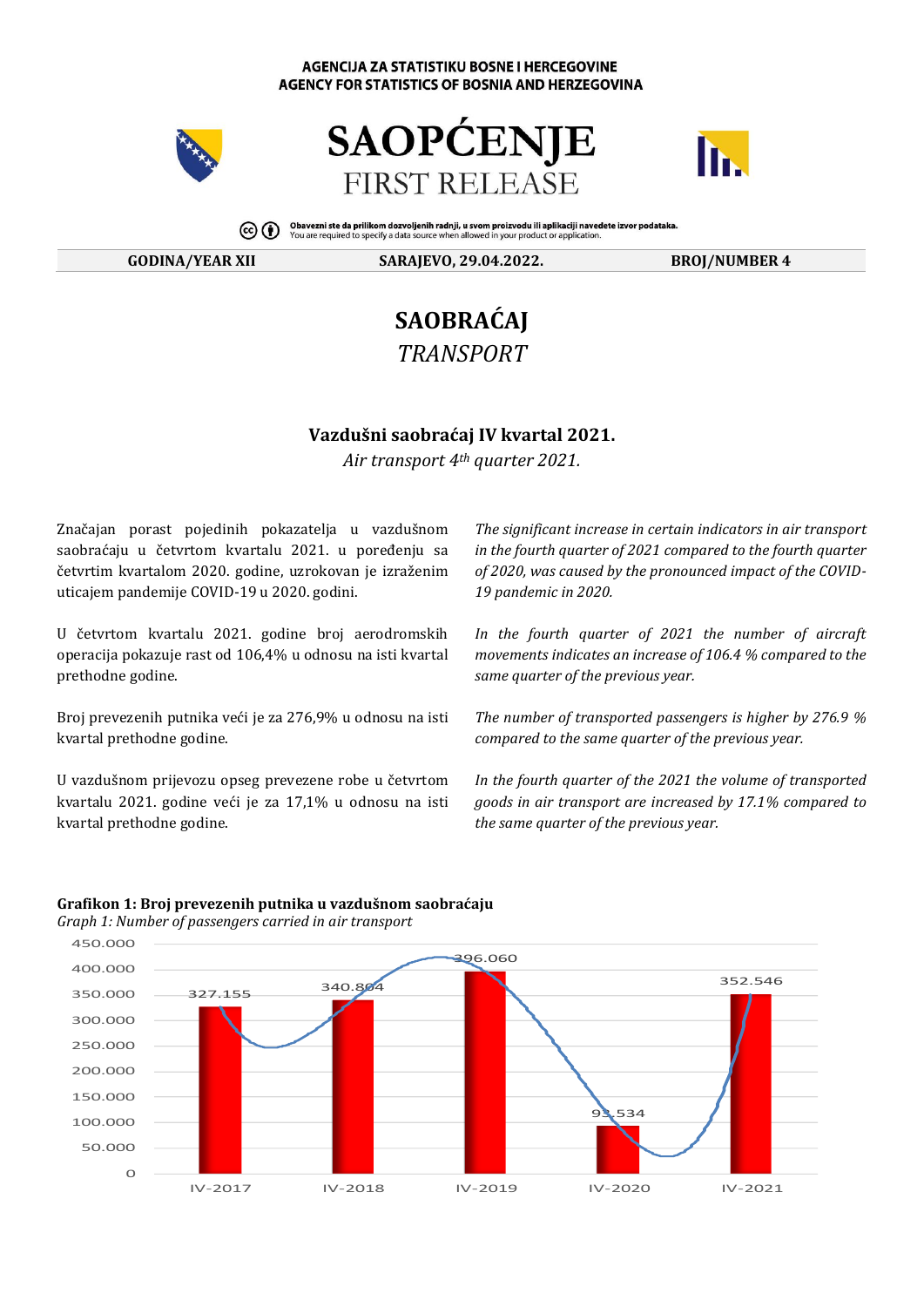AGENCIJA ZA STATISTIKU BOSNE I HERCEGOVINE
AGENCY FOR STATISTICS OF BOSNIA AND HERZEGOVINA

# SAOPĆENJE
## FIRST RELEASE

**Obavezni ste da prilikom dozvoljenih radnji, u svom proizvodu ili aplikaciji navedete izvor podataka.**
You are required to specify a data source when allowed in your product or application.

| GODINA/YEAR XII | SARAJEVO, 29.04.2022. | BROJ/NUMBER 4 |
|---|---|---|

# SAOBRAĆAJ
*TRANSPORT*

### Vazdušni saobraćaj IV kvartal 2021.
*Air transport 4th quarter 2021.*

Značajan porast pojedinih pokazatelja u vazdušnom saobraćaju u četvrtom kvartalu 2021. u poređenju sa četvrtim kvartalom 2020. godine, uzrokovan je izraženim uticajem pandemije COVID-19 u 2020. godini.

*The significant increase in certain indicators in air transport in the fourth quarter of 2021 compared to the fourth quarter of 2020, was caused by the pronounced impact of the COVID-19 pandemic in 2020.*

U četvrtom kvartalu 2021. godine broj aerodromskih operacija pokazuje rast od 106,4% u odnosu na isti kvartal prethodne godine.

*In the fourth quarter of 2021 the number of aircraft movements indicates an increase of 106.4 % compared to the same quarter of the previous year.*

Broj prevezenih putnika veći je za 276,9% u odnosu na isti kvartal prethodne godine.

*The number of transported passengers is higher by 276.9 % compared to the same quarter of the previous year.*

U vazdušnom prijevozu opseg prevezene robe u četvrtom kvartalu 2021. godine veći je za 17,1% u odnosu na isti kvartal prethodne godine.

*In the fourth quarter of the 2021 the volume of transported goods in air transport are increased by 17.1% compared to the same quarter of the previous year.*

**Grafikon 1: Broj prevezenih putnika u vazdušnom saobraćaju**
*Graph 1: Number of passengers carried in air transport*

| | IV-2017 | IV-2018 | IV-2019 | IV-2020 | IV-2021 |
|---|---|---|---|---|---|
| Putnici / Passengers | 327.155 | 340.804 | 396.060 | 93.534 | 352.546 |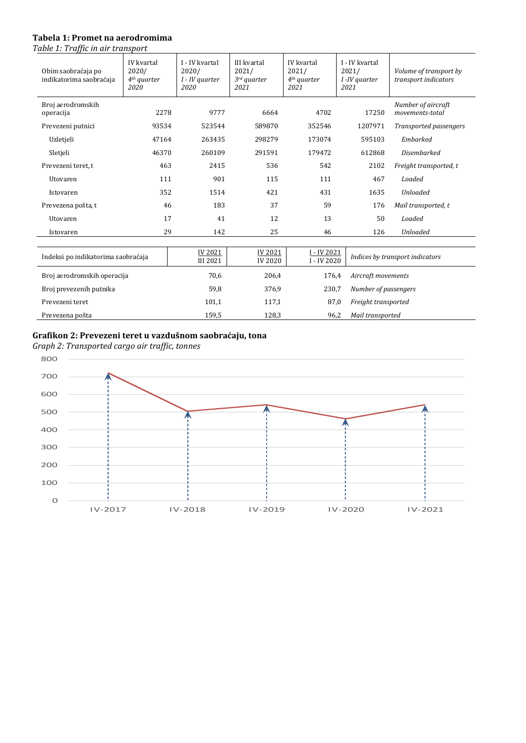**Tabela 1: Promet na aerodromima**

*Table 1: Traffic in air transport*

| Obim saobraćaja po indikatorima saobraćaja | IV kvartal 2020/ *4th quarter 2020* | I - IV kvartal 2020/ *I - IV quarter 2020* | III kvartal 2021/ *3rd quarter 2021* | IV kvartal 2021/ *4th quarter 2021* | I - IV kvartal 2021/ *I -IV quarter 2021* | *Volume of transport by transport indicators* |
|---|---|---|---|---|---|---|
| Broj aerodromskih operacija | 2278 | 9777 | 6664 | 4702 | 17250 | *Number of aircraft movements-total* |
| Prevezeni putnici | 93534 | 523544 | 589870 | 352546 | 1207971 | *Transported passengers* |
| Uzletjeli | 47164 | 263435 | 298279 | 173074 | 595103 | *Embarked* |
| Sletjeli | 46370 | 260109 | 291591 | 179472 | 612868 | *Disembarked* |
| Prevezeni teret, t | 463 | 2415 | 536 | 542 | 2102 | *Freight transported, t* |
| Utovaren | 111 | 901 | 115 | 111 | 467 | *Loaded* |
| Istovaren | 352 | 1514 | 421 | 431 | 1635 | *Unloaded* |
| Prevezena pošta, t | 46 | 183 | 37 | 59 | 176 | *Mail transported, t* |
| Utovaren | 17 | 41 | 12 | 13 | 50 | *Loaded* |
| Istovaren | 29 | 142 | 25 | 46 | 126 | *Unloaded* |

| Indeksi po indikatorima saobraćaja | IV 2021 / III 2021 | IV 2021 / IV 2020 | I - IV 2021 / I - IV 2020 | *Indices by transport indicators* |
|---|---|---|---|---|
| Broj aerodromskih operacija | 70,6 | 206,4 | 176,4 | *Aircraft movements* |
| Broj prevezenih putnika | 59,8 | 376,9 | 230,7 | *Number of passengers* |
| Prevezeni teret | 101,1 | 117,1 | 87,0 | *Freight transported* |
| Prevezena pošta | 159,5 | 128,3 | 96,2 | *Mail transported* |

**Grafikon 2: Prevezeni teret u vazdušnom saobraćaju, tona**

*Graph 2: Transported cargo air traffic, tonnes*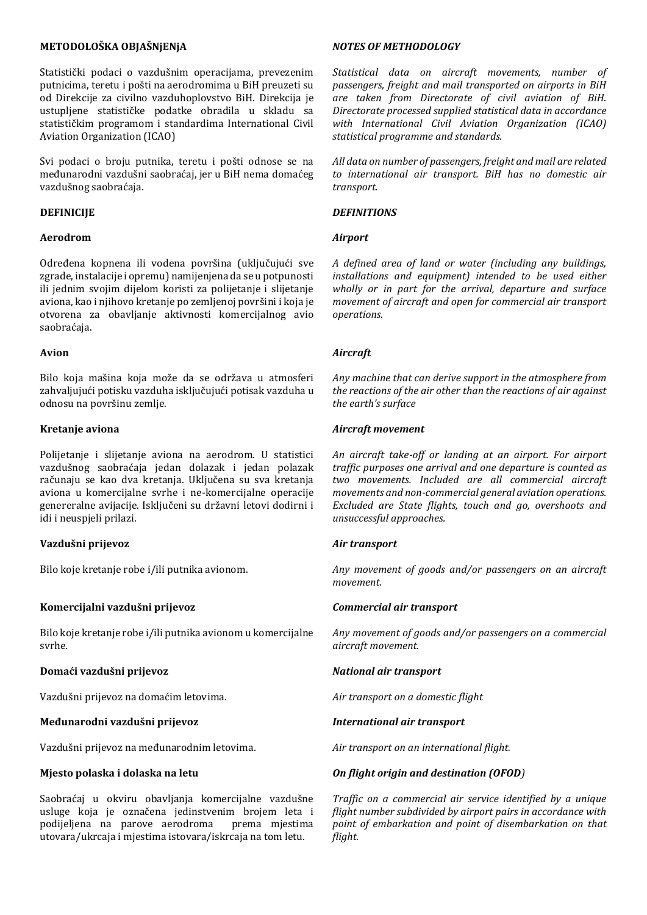## METODOLOŠKA OBJAŠNjENjA

Statistički podaci o vazdušnim operacijama, prevezenim putnicima, teretu i pošti na aerodromima u BiH preuzeti su od Direkcije za civilno vazduhoplovstvo BiH. Direkcija je ustupljene statističke podatke obradila u skladu sa statističkim programom i standardima International Civil Aviation Organization (ICAO)

Svi podaci o broju putnika, teretu i pošti odnose se na međunarodni vazdušni saobraćaj, jer u BiH nema domaćeg vazdušnog saobraćaja.

### DEFINICIJE

#### Aerodrom

Određena kopnena ili vodena površina (uključujući sve zgrade, instalacije i opremu) namijenjena da se u potpunosti ili jednim svojim dijelom koristi za polijetanje i slijetanje aviona, kao i njihovo kretanje po zemljenoj površini i koja je otvorena za obavljanje aktivnosti komercijalnog avio saobraćaja.

#### Avion

Bilo koja mašina koja može da se održava u atmosferi zahvaljujući potisku vazduha isključujući potisak vazduha u odnosu na površinu zemlje.

#### Kretanje aviona

Polijetanje i slijetanje aviona na aerodrom. U statistici vazdušnog saobraćaja jedan dolazak i jedan polazak računaju se kao dva kretanja. Uključena su sva kretanja aviona u komercijalne svrhe i ne-komercijalne operacije genereralne avijacije. Isključeni su državni letovi dodirni i idi i neuspjeli prilazi.

#### Vazdušni prijevoz

Bilo koje kretanje robe i/ili putnika avionom.

#### Komercijalni vazdušni prijevoz

Bilo koje kretanje robe i/ili putnika avionom u komercijalne svrhe.

#### Domaći vazdušni prijevoz

Vazdušni prijevoz na domaćim letovima.

#### Međunarodni vazdušni prijevoz

Vazdušni prijevoz na međunarodnim letovima.

#### Mjesto polaska i dolaska na letu

Saobraćaj u okviru obavljanja komercijalne vazdušne usluge koja je označena jedinstvenim brojem leta i podijeljena na parove aerodroma prema mjestima utovara/ukrcaja i mjestima istovara/iskrcaja na tom letu.

## *NOTES OF METHODOLOGY*

*Statistical data on aircraft movements, number of passengers, freight and mail transported on airports in BiH are taken from Directorate of civil aviation of BiH. Directorate processed supplied statistical data in accordance with International Civil Aviation Organization (ICAO) statistical programme and standards.*

*All data on number of passengers, freight and mail are related to international air transport. BiH has no domestic air transport.*

### *DEFINITIONS*

#### *Airport*

*A defined area of land or water (including any buildings, installations and equipment) intended to be used either wholly or in part for the arrival, departure and surface movement of aircraft and open for commercial air transport operations.*

#### *Aircraft*

*Any machine that can derive support in the atmosphere from the reactions of the air other than the reactions of air against the earth's surface*

#### *Aircraft movement*

*An aircraft take-off or landing at an airport. For airport traffic purposes one arrival and one departure is counted as two movements. Included are all commercial aircraft movements and non-commercial general aviation operations. Excluded are State flights, touch and go, overshoots and unsuccessful approaches.*

#### *Air transport*

*Any movement of goods and/or passengers on an aircraft movement.*

#### *Commercial air transport*

*Any movement of goods and/or passengers on a commercial aircraft movement.*

#### *National air transport*

*Air transport on a domestic flight*

#### *International air transport*

*Air transport on an international flight.*

#### *On flight origin and destination (OFOD)*

*Traffic on a commercial air service identified by a unique flight number subdivided by airport pairs in accordance with point of embarkation and point of disembarkation on that flight.*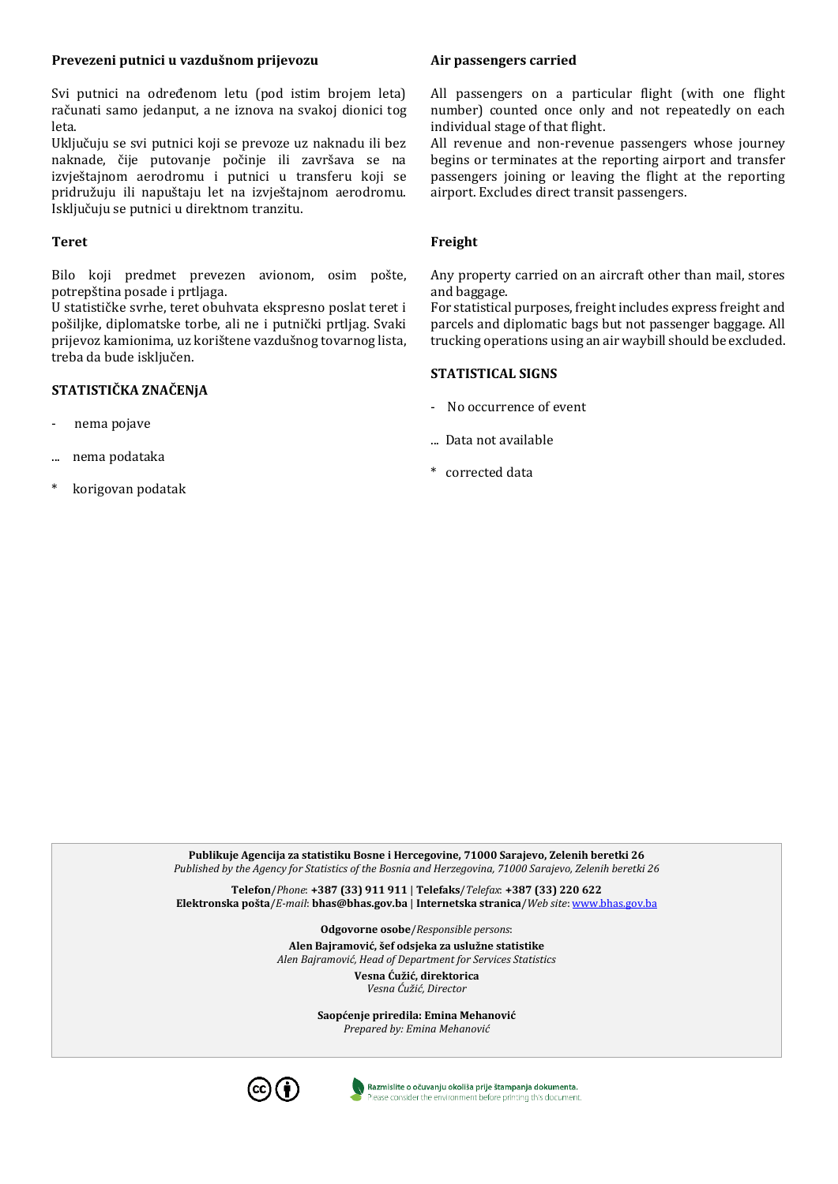### Prevezeni putnici u vazdušnom prijevozu

Svi putnici na određenom letu (pod istim brojem leta) računati samo jedanput, a ne iznova na svakoj dionici tog leta.
Uključuju se svi putnici koji se prevoze uz naknadu ili bez naknade, čije putovanje počinje ili završava se na izvještajnom aerodromu i putnici u transferu koji se pridružuju ili napuštaju let na izvještajnom aerodromu. Isključuju se putnici u direktnom tranzitu.

### Teret

Bilo koji predmet prevezen avionom, osim pošte, potrepština posade i prtljaga.
U statističke svrhe, teret obuhvata ekspresno poslat teret i pošiljke, diplomatske torbe, ali ne i putnički prtljag. Svaki prijevoz kamionima, uz korištene vazdušnog tovarnog lista, treba da bude isključen.

### STATISTIČKA ZNAČENjA

- nema pojave

... nema podataka

\* korigovan podatak

### Air passengers carried

All passengers on a particular flight (with one flight number) counted once only and not repeatedly on each individual stage of that flight.
All revenue and non-revenue passengers whose journey begins or terminates at the reporting airport and transfer passengers joining or leaving the flight at the reporting airport. Excludes direct transit passengers.

### Freight

Any property carried on an aircraft other than mail, stores and baggage.
For statistical purposes, freight includes express freight and parcels and diplomatic bags but not passenger baggage. All trucking operations using an air waybill should be excluded.

### STATISTICAL SIGNS

- No occurrence of event

... Data not available

\* corrected data

**Publikuje Agencija za statistiku Bosne i Hercegovine, 71000 Sarajevo, Zelenih beretki 26**
*Published by the Agency for Statistics of the Bosnia and Herzegovina, 71000 Sarajevo, Zelenih beretki 26*

**Telefon**/*Phone*: **+387 (33) 911 911** | **Telefaks**/*Telefax*: **+387 (33) 220 622**
**Elektronska pošta**/*E-mail*: **bhas@bhas.gov.ba** | **Internetska stranica**/*Web site*: www.bhas.gov.ba

**Odgovorne osobe**/*Responsible persons*:

**Alen Bajramović, šef odsjeka za uslužne statistike**
*Alen Bajramović, Head of Department for Services Statistics*

**Vesna Ćužić, direktorica**
*Vesna Ćužić, Director*

**Saopćenje priredila: Emina Mehanović**
*Prepared by: Emina Mehanović*

Razmislite o očuvanju okoliša prije štampanja dokumenta.
Please consider the environment before printing this document.